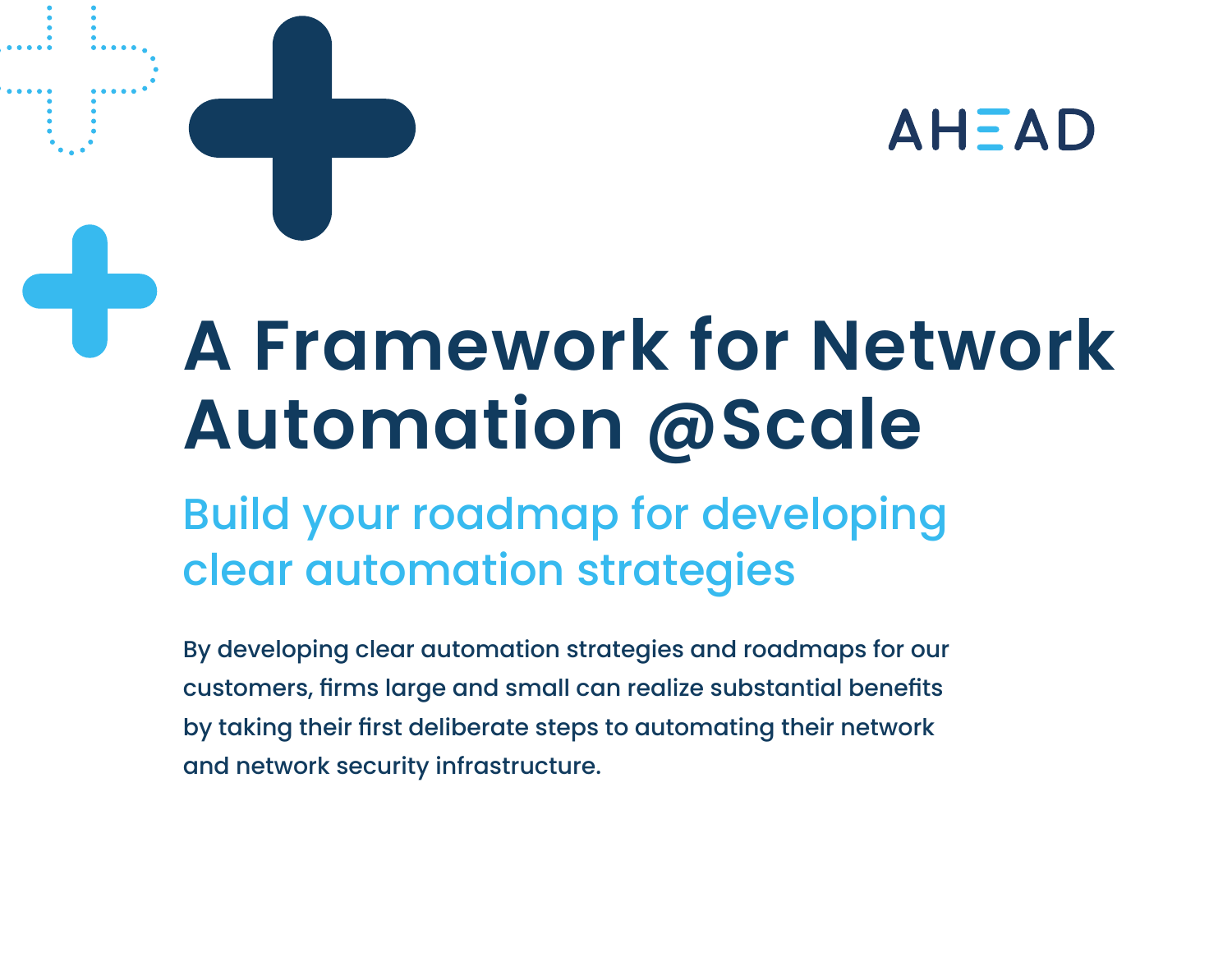AHEAD

# A Framework for Network Automation @Scale

## Build your roadmap for developing clear automation strategies

By developing clear automation strategies and roadmaps for our customers, firms large and small can realize substantial benefits by taking their first deliberate steps to automating their network and network security infrastructure.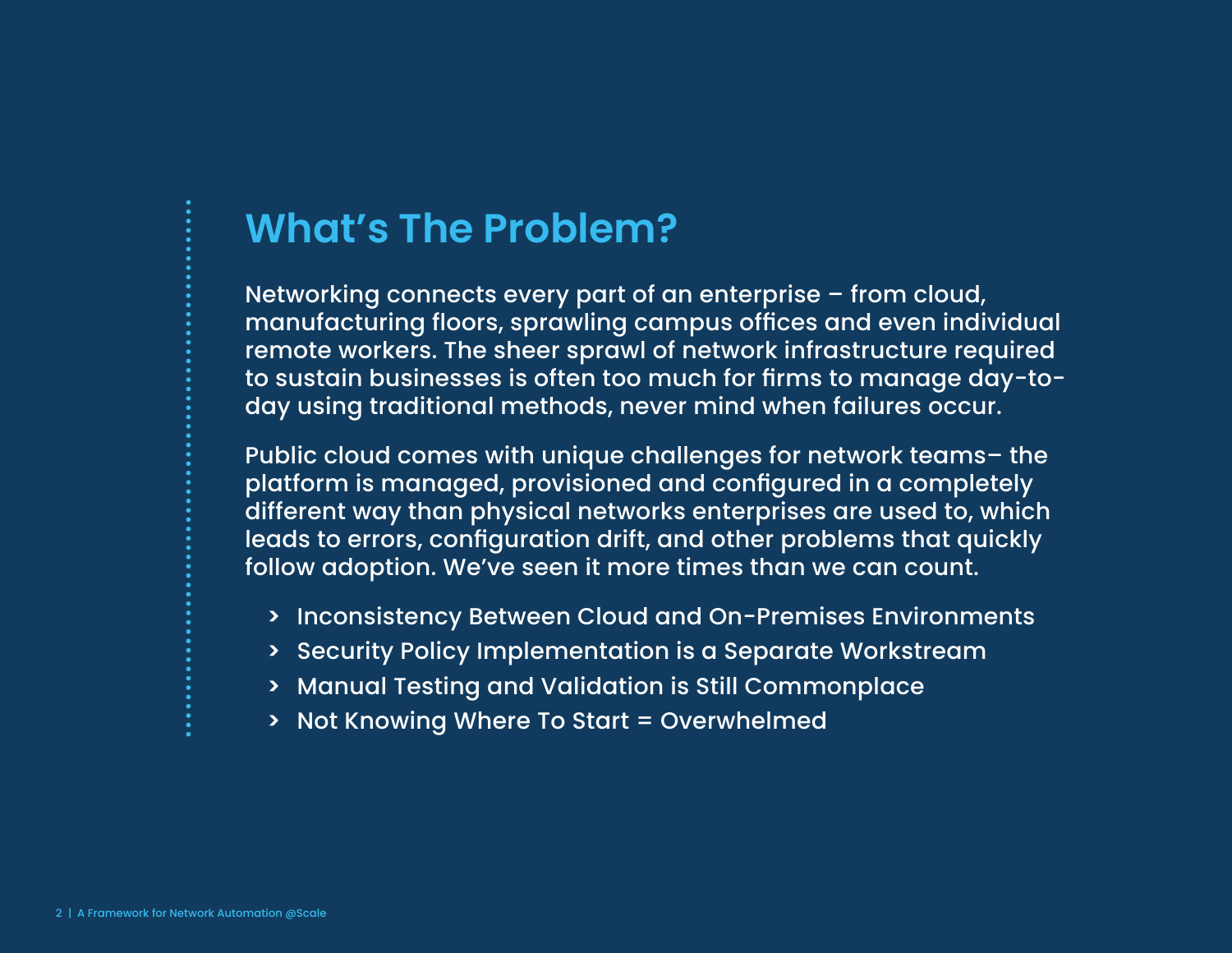# What's The Problem?

Networking connects every part of an enterprise – from cloud, manufacturing floors, sprawling campus offices and even individual remote workers. The sheer sprawl of network infrastructure required to sustain businesses is often too much for firms to manage day-to-day using traditional methods, never mind when failures occur.

Public cloud comes with unique challenges for network teams– the platform is managed, provisioned and configured in a completely different way than physical networks enterprises are used to, which leads to errors, configuration drift, and other problems that quickly follow adoption. We've seen it more times than we can count.

- Inconsistency Between Cloud and On-Premises Environments
- Security Policy Implementation is a Separate Workstream
- Manual Testing and Validation is Still Commonplace
- Not Knowing Where To Start = Overwhelmed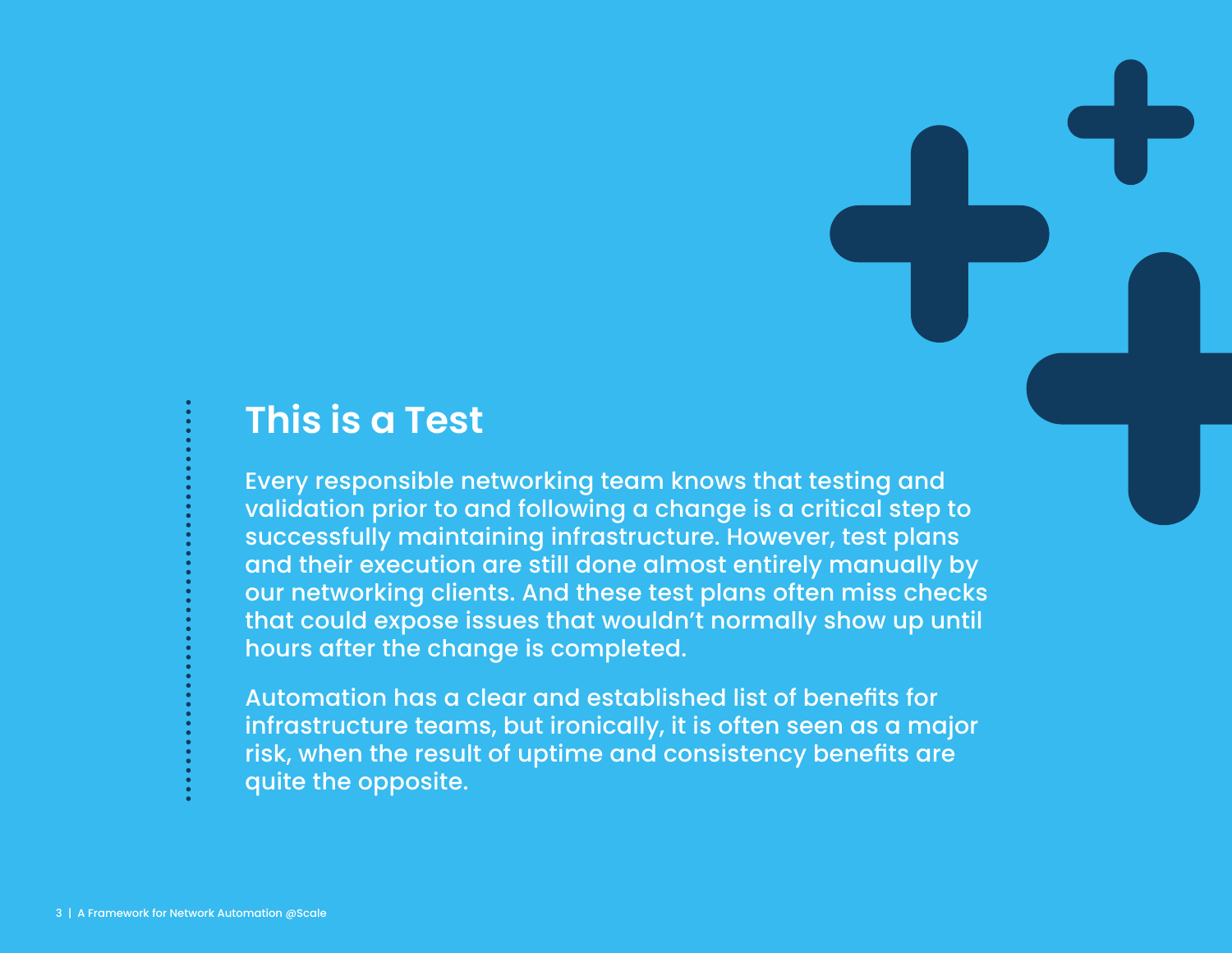## This is a Test

Every responsible networking team knows that testing and validation prior to and following a change is a critical step to successfully maintaining infrastructure. However, test plans and their execution are still done almost entirely manually by our networking clients. And these test plans often miss checks that could expose issues that wouldn't normally show up until hours after the change is completed.

Automation has a clear and established list of benefits for infrastructure teams, but ironically, it is often seen as a major risk, when the result of uptime and consistency benefits are quite the opposite.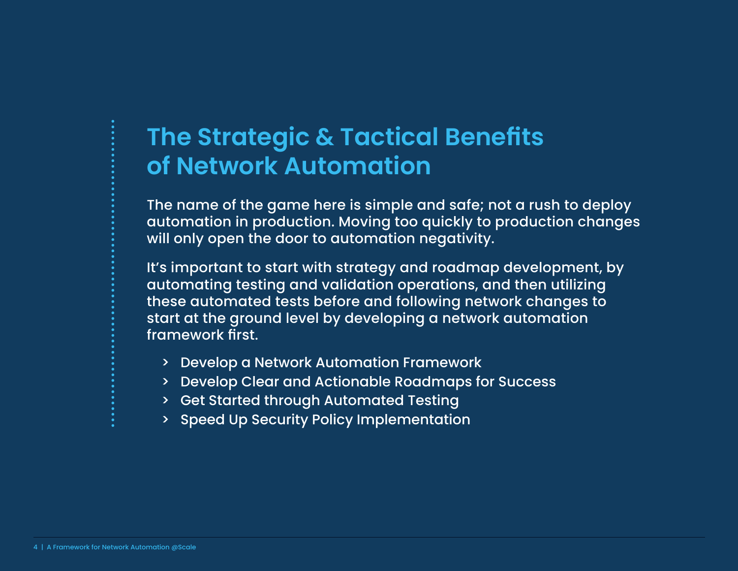# The Strategic & Tactical Benefits of Network Automation

The name of the game here is simple and safe; not a rush to deploy automation in production. Moving too quickly to production changes will only open the door to automation negativity.

It's important to start with strategy and roadmap development, by automating testing and validation operations, and then utilizing these automated tests before and following network changes to start at the ground level by developing a network automation framework first.

- Develop a Network Automation Framework
- Develop Clear and Actionable Roadmaps for Success
- Get Started through Automated Testing
- Speed Up Security Policy Implementation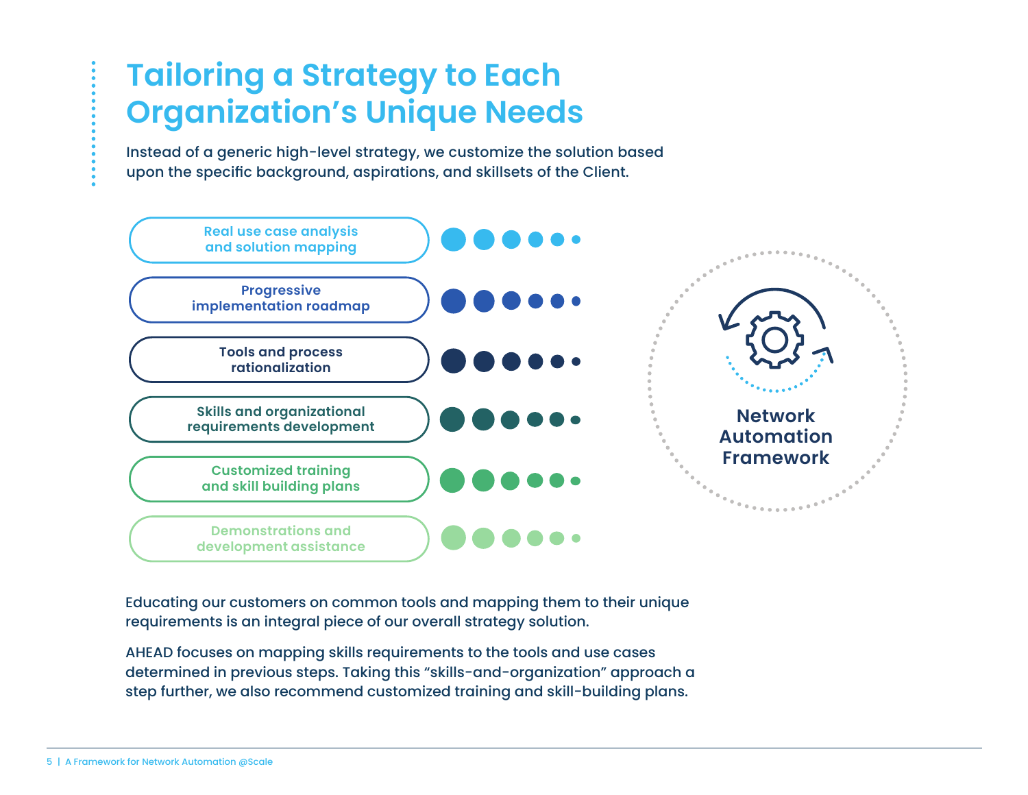# Tailoring a Strategy to Each Organization's Unique Needs

Instead of a generic high-level strategy, we customize the solution based upon the specific background, aspirations, and skillsets of the Client.

- Real use case analysis and solution mapping
- Progressive implementation roadmap
- Tools and process rationalization
- Skills and organizational requirements development
- Customized training and skill building plans
- Demonstrations and development assistance

**Network Automation Framework**

Educating our customers on common tools and mapping them to their unique requirements is an integral piece of our overall strategy solution.

AHEAD focuses on mapping skills requirements to the tools and use cases determined in previous steps. Taking this "skills-and-organization" approach a step further, we also recommend customized training and skill-building plans.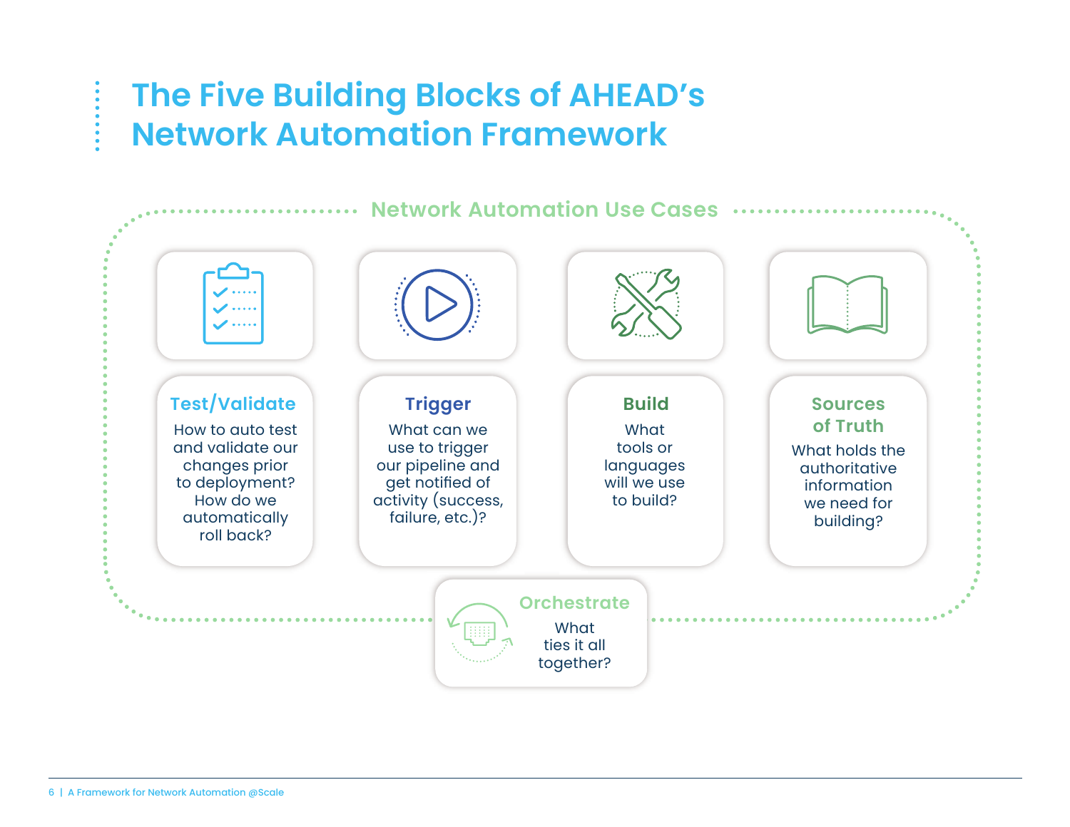# The Five Building Blocks of AHEAD's Network Automation Framework

## Network Automation Use Cases

### Test/Validate

How to auto test and validate our changes prior to deployment? How do we automatically roll back?

### Trigger

What can we use to trigger our pipeline and get notified of activity (success, failure, etc.)?

### Build

What tools or languages will we use to build?

### Sources of Truth

What holds the authoritative information we need for building?

### Orchestrate

What ties it all together?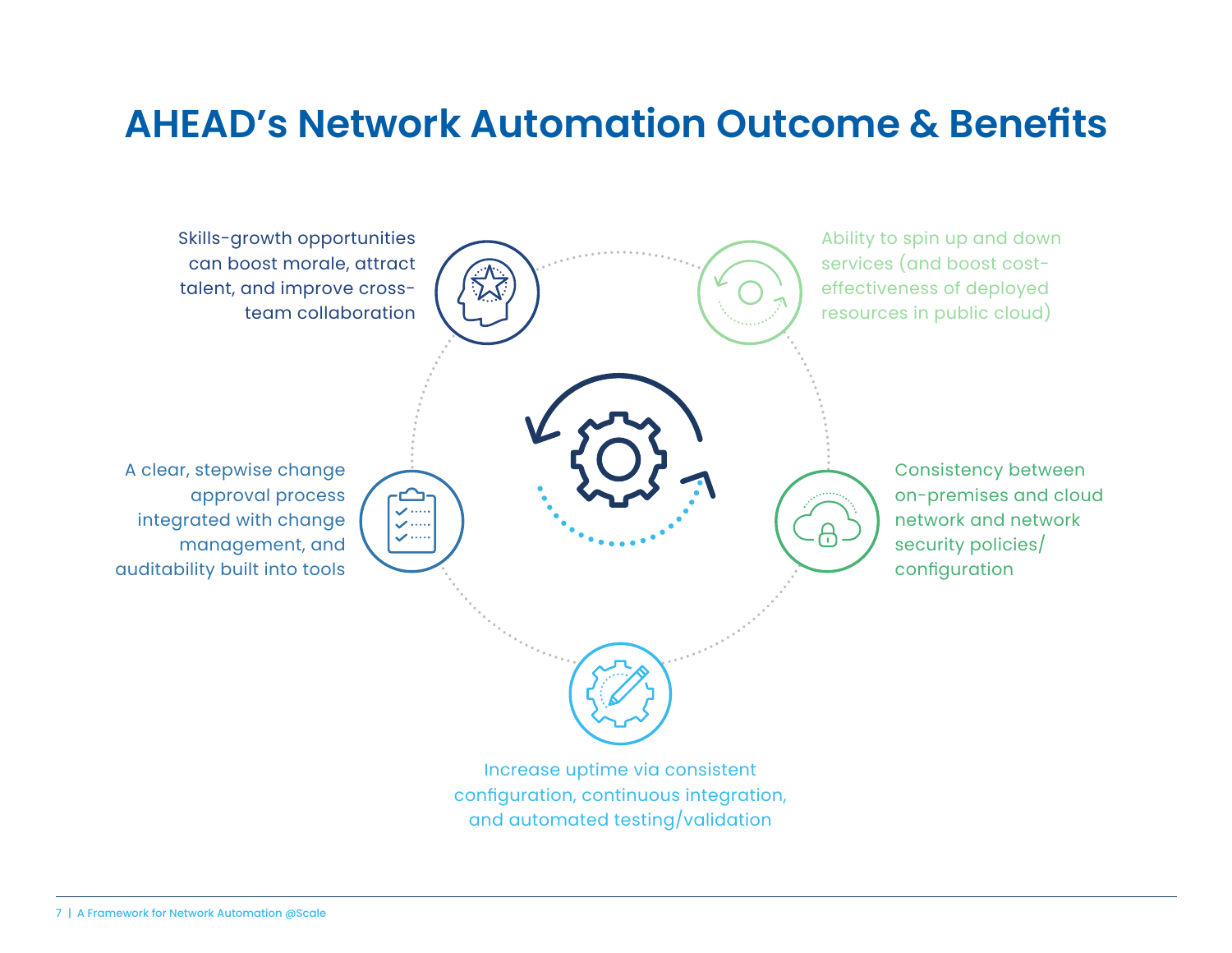# AHEAD's Network Automation Outcome & Benefits

Skills-growth opportunities can boost morale, attract talent, and improve cross-team collaboration

Ability to spin up and down services (and boost cost-effectiveness of deployed resources in public cloud)

A clear, stepwise change approval process integrated with change management, and auditability built into tools

Consistency between on-premises and cloud network and network security policies/ configuration

Increase uptime via consistent configuration, continuous integration, and automated testing/validation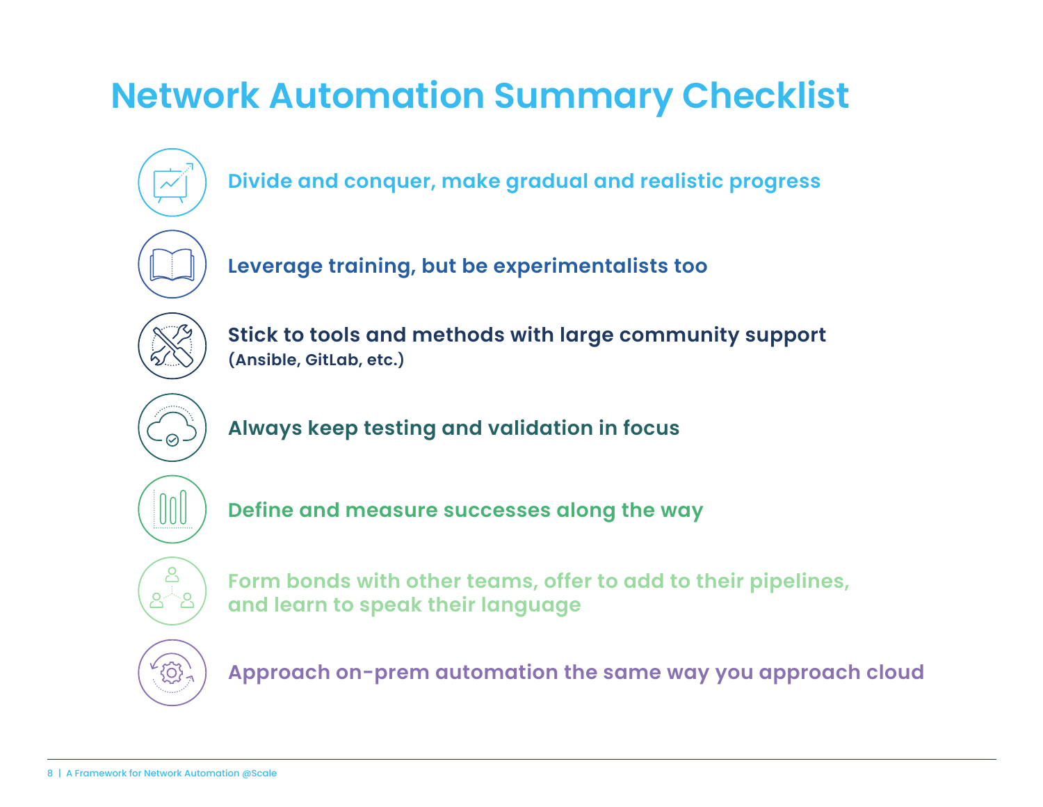# Network Automation Summary Checklist

- **Divide and conquer, make gradual and realistic progress**
- **Leverage training, but be experimentalists too**
- **Stick to tools and methods with large community support**
  **(Ansible, GitLab, etc.)**
- **Always keep testing and validation in focus**
- **Define and measure successes along the way**
- **Form bonds with other teams, offer to add to their pipelines, and learn to speak their language**
- **Approach on-prem automation the same way you approach cloud**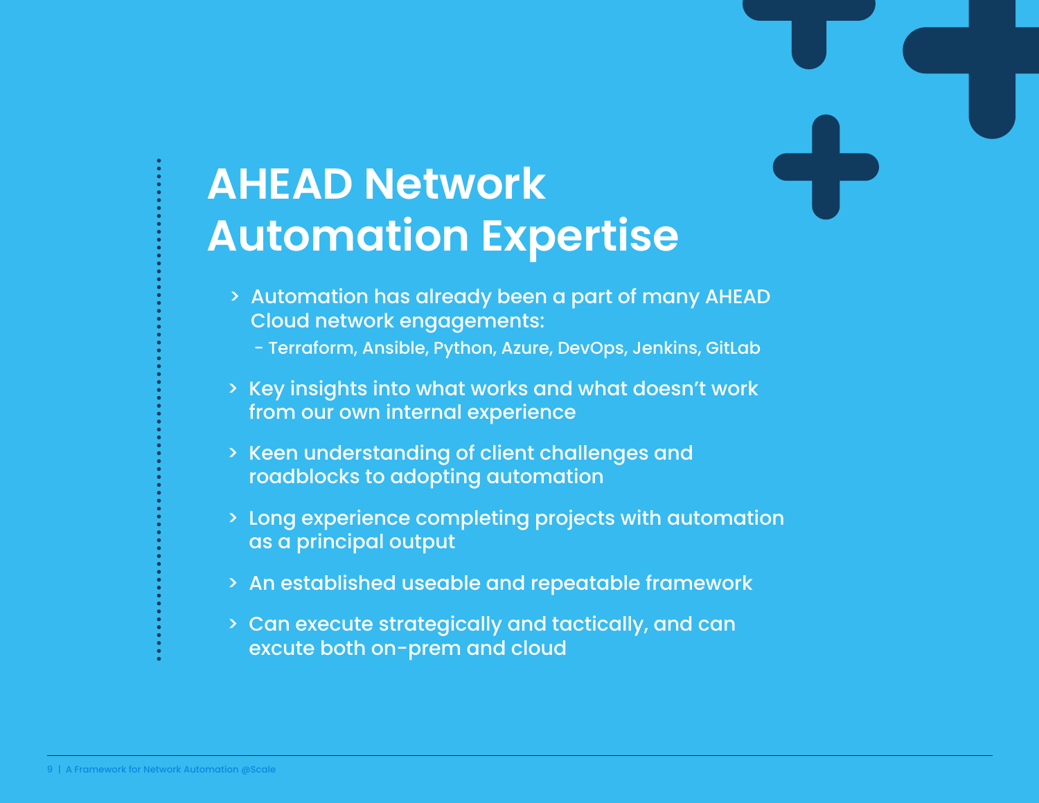# AHEAD Network Automation Expertise

- Automation has already been a part of many AHEAD Cloud network engagements:
  - Terraform, Ansible, Python, Azure, DevOps, Jenkins, GitLab
- Key insights into what works and what doesn't work from our own internal experience
- Keen understanding of client challenges and roadblocks to adopting automation
- Long experience completing projects with automation as a principal output
- An established useable and repeatable framework
- Can execute strategically and tactically, and can excute both on-prem and cloud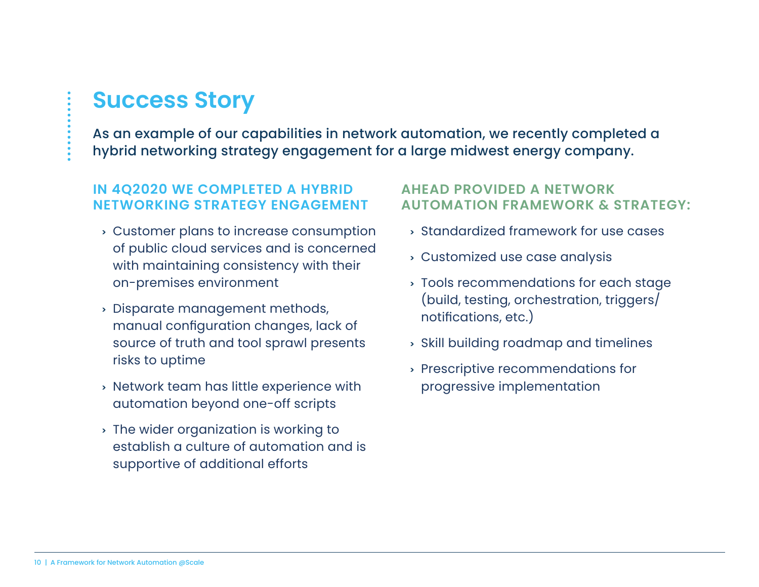# Success Story

As an example of our capabilities in network automation, we recently completed a hybrid networking strategy engagement for a large midwest energy company.

### IN 4Q2020 WE COMPLETED A HYBRID NETWORKING STRATEGY ENGAGEMENT

- Customer plans to increase consumption of public cloud services and is concerned with maintaining consistency with their on-premises environment
- Disparate management methods, manual configuration changes, lack of source of truth and tool sprawl presents risks to uptime
- Network team has little experience with automation beyond one-off scripts
- The wider organization is working to establish a culture of automation and is supportive of additional efforts

### AHEAD PROVIDED A NETWORK AUTOMATION FRAMEWORK & STRATEGY:

- Standardized framework for use cases
- Customized use case analysis
- Tools recommendations for each stage (build, testing, orchestration, triggers/notifications, etc.)
- Skill building roadmap and timelines
- Prescriptive recommendations for progressive implementation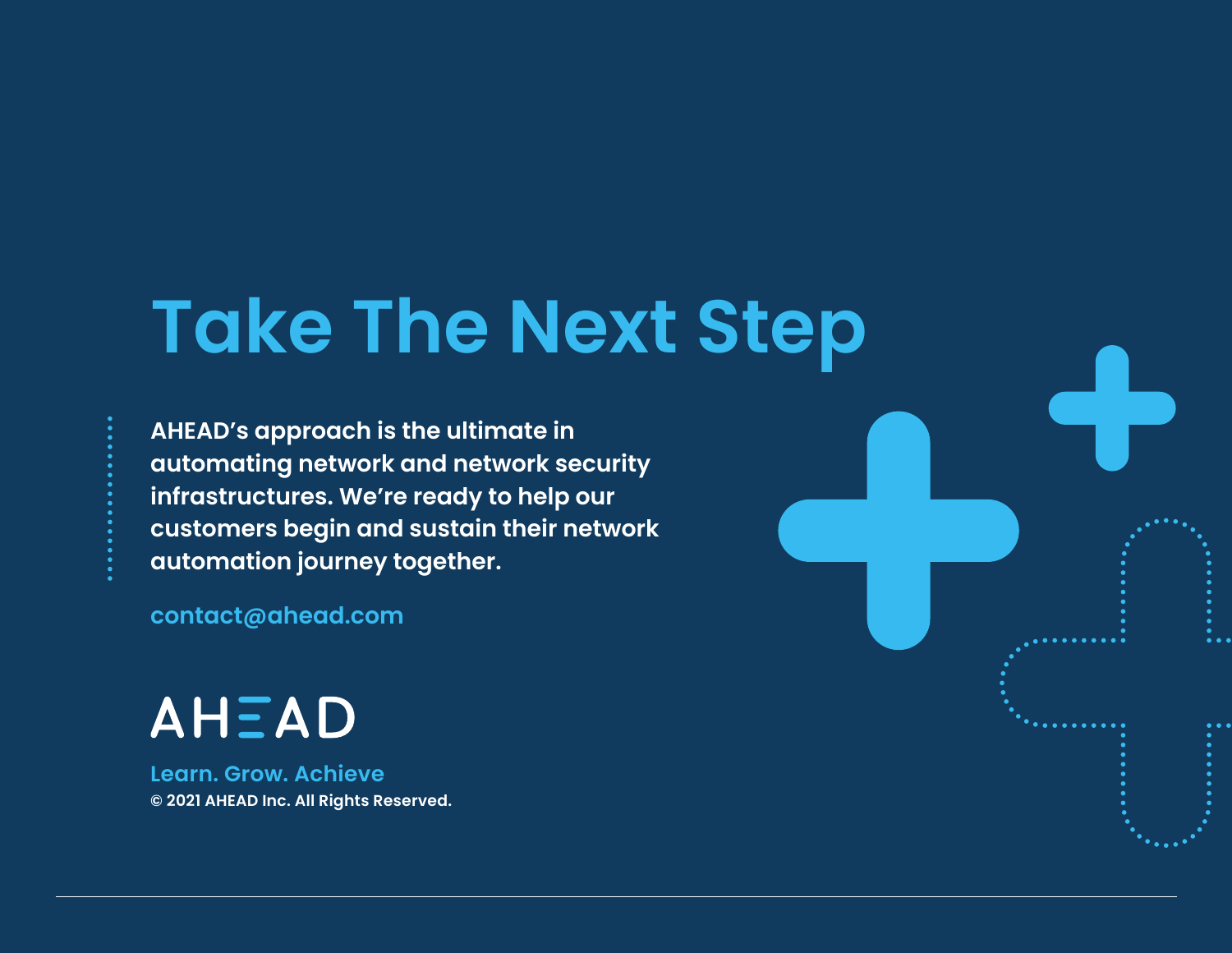# Take The Next Step

**AHEAD's approach is the ultimate in automating network and network security infrastructures. We're ready to help our customers begin and sustain their network automation journey together.**

contact@ahead.com

AHEAD

Learn. Grow. Achieve

© 2021 AHEAD Inc. All Rights Reserved.